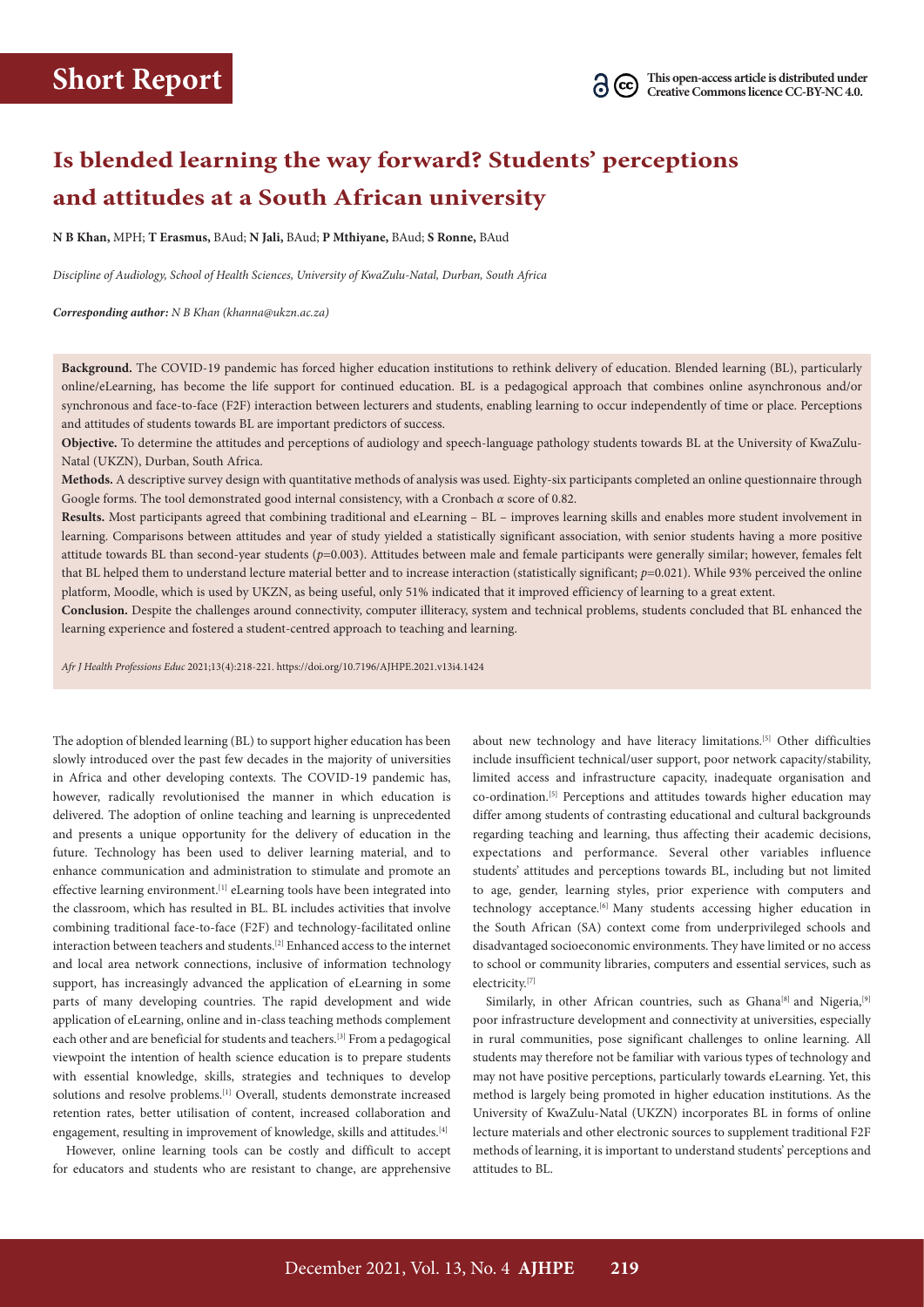**Short Report**

This open-access article is distributed under Creative Commons licence CC-BY-NC 4.0.

# Is blended learning the way forward? Students' perceptions and attitudes at a South African university

**N B Khan,** MPH; **T Erasmus,** BAud; **N Jali,** BAud; **P Mthiyane,** BAud; **S Ronne,** BAud

*Discipline of Audiology, School of Health Sciences, University of KwaZulu-Natal, Durban, South Africa*

***Corresponding author:** N B Khan (khanna@ukzn.ac.za)*

**Background.** The COVID-19 pandemic has forced higher education institutions to rethink delivery of education. Blended learning (BL), particularly online/eLearning, has become the life support for continued education. BL is a pedagogical approach that combines online asynchronous and/or synchronous and face-to-face (F2F) interaction between lecturers and students, enabling learning to occur independently of time or place. Perceptions and attitudes of students towards BL are important predictors of success.

**Objective.** To determine the attitudes and perceptions of audiology and speech-language pathology students towards BL at the University of KwaZulu-Natal (UKZN), Durban, South Africa.

**Methods.** A descriptive survey design with quantitative methods of analysis was used. Eighty-six participants completed an online questionnaire through Google forms. The tool demonstrated good internal consistency, with a Cronbach $\alpha$ score of 0.82.

**Results.** Most participants agreed that combining traditional and eLearning – BL – improves learning skills and enables more student involvement in learning. Comparisons between attitudes and year of study yielded a statistically significant association, with senior students having a more positive attitude towards BL than second-year students ($p$=0.003). Attitudes between male and female participants were generally similar; however, females felt that BL helped them to understand lecture material better and to increase interaction (statistically significant; $p$=0.021). While 93% perceived the online platform, Moodle, which is used by UKZN, as being useful, only 51% indicated that it improved efficiency of learning to a great extent.

**Conclusion.** Despite the challenges around connectivity, computer illiteracy, system and technical problems, students concluded that BL enhanced the learning experience and fostered a student-centred approach to teaching and learning.

*Afr J Health Professions Educ* 2021;13(4):218-221. https://doi.org/10.7196/AJHPE.2021.v13i4.1424

The adoption of blended learning (BL) to support higher education has been slowly introduced over the past few decades in the majority of universities in Africa and other developing contexts. The COVID-19 pandemic has, however, radically revolutionised the manner in which education is delivered. The adoption of online teaching and learning is unprecedented and presents a unique opportunity for the delivery of education in the future. Technology has been used to deliver learning material, and to enhance communication and administration to stimulate and promote an effective learning environment.[1] eLearning tools have been integrated into the classroom, which has resulted in BL. BL includes activities that involve combining traditional face-to-face (F2F) and technology-facilitated online interaction between teachers and students.[2] Enhanced access to the internet and local area network connections, inclusive of information technology support, has increasingly advanced the application of eLearning in some parts of many developing countries. The rapid development and wide application of eLearning, online and in-class teaching methods complement each other and are beneficial for students and teachers.[3] From a pedagogical viewpoint the intention of health science education is to prepare students with essential knowledge, skills, strategies and techniques to develop solutions and resolve problems.[1] Overall, students demonstrate increased retention rates, better utilisation of content, increased collaboration and engagement, resulting in improvement of knowledge, skills and attitudes.[4]

However, online learning tools can be costly and difficult to accept for educators and students who are resistant to change, are apprehensive about new technology and have literacy limitations.[5] Other difficulties include insufficient technical/user support, poor network capacity/stability, limited access and infrastructure capacity, inadequate organisation and co-ordination.[5] Perceptions and attitudes towards higher education may differ among students of contrasting educational and cultural backgrounds regarding teaching and learning, thus affecting their academic decisions, expectations and performance. Several other variables influence students' attitudes and perceptions towards BL, including but not limited to age, gender, learning styles, prior experience with computers and technology acceptance.[6] Many students accessing higher education in the South African (SA) context come from underprivileged schools and disadvantaged socioeconomic environments. They have limited or no access to school or community libraries, computers and essential services, such as electricity.[7]

Similarly, in other African countries, such as Ghana[8] and Nigeria,[9] poor infrastructure development and connectivity at universities, especially in rural communities, pose significant challenges to online learning. All students may therefore not be familiar with various types of technology and may not have positive perceptions, particularly towards eLearning. Yet, this method is largely being promoted in higher education institutions. As the University of KwaZulu-Natal (UKZN) incorporates BL in forms of online lecture materials and other electronic sources to supplement traditional F2F methods of learning, it is important to understand students' perceptions and attitudes to BL.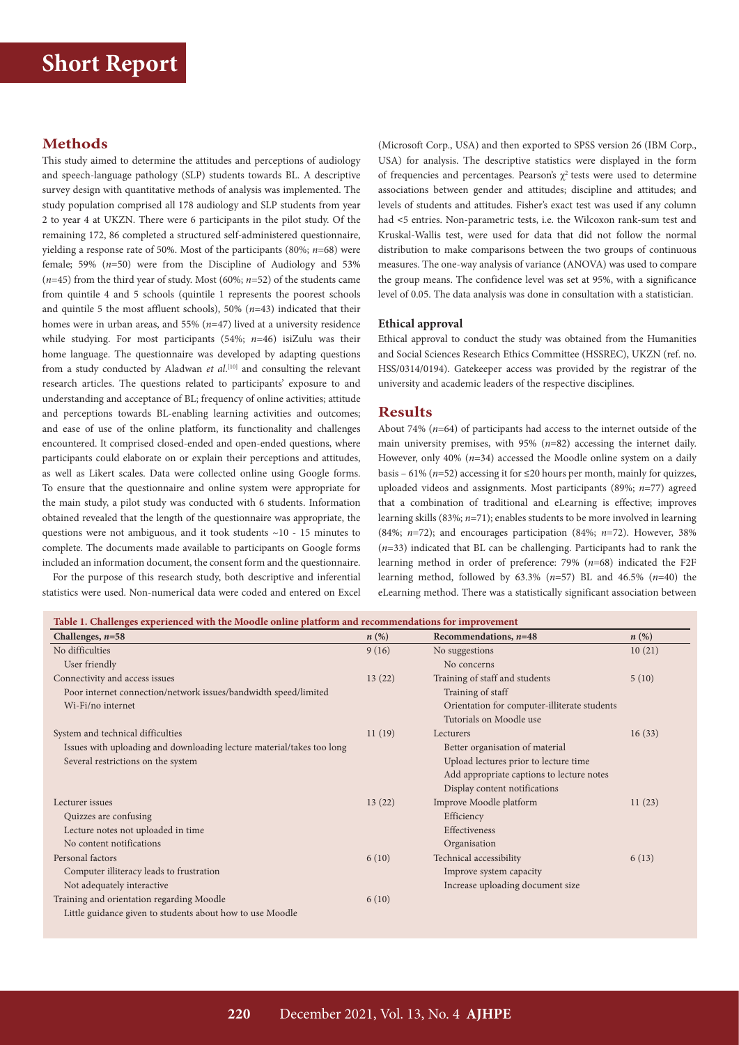## Methods

This study aimed to determine the attitudes and perceptions of audiology and speech-language pathology (SLP) students towards BL. A descriptive survey design with quantitative methods of analysis was implemented. The study population comprised all 178 audiology and SLP students from year 2 to year 4 at UKZN. There were 6 participants in the pilot study. Of the remaining 172, 86 completed a structured self-administered questionnaire, yielding a response rate of 50%. Most of the participants (80%; *n*=68) were female; 59% (*n*=50) were from the Discipline of Audiology and 53% (*n*=45) from the third year of study. Most (60%; *n*=52) of the students came from quintile 4 and 5 schools (quintile 1 represents the poorest schools and quintile 5 the most affluent schools), 50% (*n*=43) indicated that their homes were in urban areas, and 55% (*n*=47) lived at a university residence while studying. For most participants (54%; *n*=46) isiZulu was their home language. The questionnaire was developed by adapting questions from a study conducted by Aladwan *et al.*[10] and consulting the relevant research articles. The questions related to participants' exposure to and understanding and acceptance of BL; frequency of online activities; attitude and perceptions towards BL-enabling learning activities and outcomes; and ease of use of the online platform, its functionality and challenges encountered. It comprised closed-ended and open-ended questions, where participants could elaborate on or explain their perceptions and attitudes, as well as Likert scales. Data were collected online using Google forms. To ensure that the questionnaire and online system were appropriate for the main study, a pilot study was conducted with 6 students. Information obtained revealed that the length of the questionnaire was appropriate, the questions were not ambiguous, and it took students ~10 - 15 minutes to complete. The documents made available to participants on Google forms included an information document, the consent form and the questionnaire.

For the purpose of this research study, both descriptive and inferential statistics were used. Non-numerical data were coded and entered on Excel (Microsoft Corp., USA) and then exported to SPSS version 26 (IBM Corp., USA) for analysis. The descriptive statistics were displayed in the form of frequencies and percentages. Pearson's $\chi^2$ tests were used to determine associations between gender and attitudes; discipline and attitudes; and levels of students and attitudes. Fisher's exact test was used if any column had <5 entries. Non-parametric tests, i.e. the Wilcoxon rank-sum test and Kruskal-Wallis test, were used for data that did not follow the normal distribution to make comparisons between the two groups of continuous measures. The one-way analysis of variance (ANOVA) was used to compare the group means. The confidence level was set at 95%, with a significance level of 0.05. The data analysis was done in consultation with a statistician.

### Ethical approval

Ethical approval to conduct the study was obtained from the Humanities and Social Sciences Research Ethics Committee (HSSREC), UKZN (ref. no. HSS/0314/0194). Gatekeeper access was provided by the registrar of the university and academic leaders of the respective disciplines.

## Results

About 74% (*n*=64) of participants had access to the internet outside of the main university premises, with 95% (*n*=82) accessing the internet daily. However, only 40% (*n*=34) accessed the Moodle online system on a daily basis – 61% (*n*=52) accessing it for ≤20 hours per month, mainly for quizzes, uploaded videos and assignments. Most participants (89%; *n*=77) agreed that a combination of traditional and eLearning is effective; improves learning skills (83%; *n*=71); enables students to be more involved in learning (84%; *n*=72); and encourages participation (84%; *n*=72). However, 38% (*n*=33) indicated that BL can be challenging. Participants had to rank the learning method in order of preference: 79% (*n*=68) indicated the F2F learning method, followed by 63.3% (*n*=57) BL and 46.5% (*n*=40) the eLearning method. There was a statistically significant association between

**Table 1. Challenges experienced with the Moodle online platform and recommendations for improvement**

| Challenges, *n*=58 | *n* (%) | Recommendations, *n*=48 | *n* (%) |
|---|---|---|---|
| No difficulties<br>User friendly | 9 (16) | No suggestions<br>No concerns | 10 (21) |
| Connectivity and access issues<br>Poor internet connection/network issues/bandwidth speed/limited Wi-Fi/no internet | 13 (22) | Training of staff and students<br>Training of staff<br>Orientation for computer-illiterate students<br>Tutorials on Moodle use | 5 (10) |
| System and technical difficulties<br>Issues with uploading and downloading lecture material/takes too long<br>Several restrictions on the system | 11 (19) | Lecturers<br>Better organisation of material<br>Upload lectures prior to lecture time<br>Add appropriate captions to lecture notes<br>Display content notifications | 16 (33) |
| Lecturer issues<br>Quizzes are confusing<br>Lecture notes not uploaded in time<br>No content notifications | 13 (22) | Improve Moodle platform<br>Efficiency<br>Effectiveness<br>Organisation | 11 (23) |
| Personal factors<br>Computer illiteracy leads to frustration<br>Not adequately interactive | 6 (10) | Technical accessibility<br>Improve system capacity<br>Increase uploading document size | 6 (13) |
| Training and orientation regarding Moodle<br>Little guidance given to students about how to use Moodle | 6 (10) | | |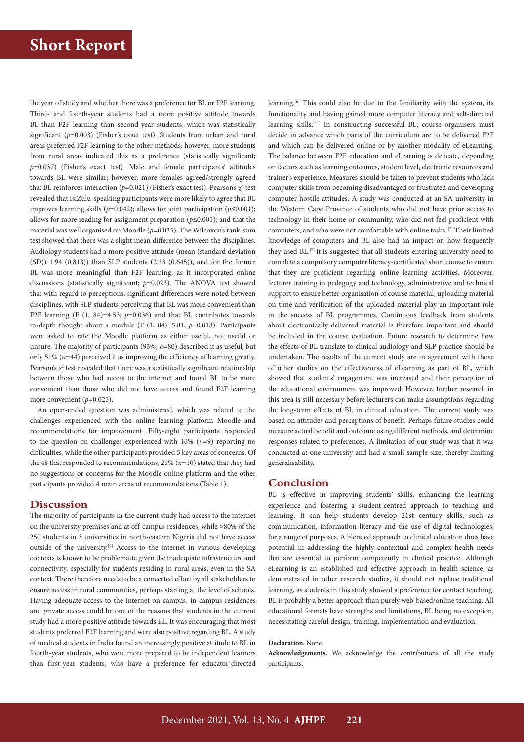the year of study and whether there was a preference for BL or F2F learning. Third- and fourth-year students had a more positive attitude towards BL than F2F learning than second-year students, which was statistically significant ($p$=0.003) (Fisher's exact test). Students from urban and rural areas preferred F2F learning to the other methods; however, more students from rural areas indicated this as a preference (statistically significant; $p$=0.037) (Fisher's exact test). Male and female participants' attitudes towards BL were similar; however, more females agreed/strongly agreed that BL reinforces interaction ($p$=0.021) (Fisher's exact test). Pearson's $\chi^2$ test revealed that IsiZulu-speaking participants were more likely to agree that BL improves learning skills ($p$=0.042); allows for joint participation ($p$≤0.001); allows for more reading for assignment preparation ($p$≤0.001); and that the material was well organised on Moodle ($p$=0.035). The Wilcoxon's rank-sum test showed that there was a slight mean difference between the disciplines. Audiology students had a more positive attitude (mean (standard deviation (SD)) 1.94 (0.818)) than SLP students (2.33 (0.645)), and for the former BL was more meaningful than F2F learning, as it incorporated online discussions (statistically significant; $p$=0.023). The ANOVA test showed that with regard to perceptions, significant differences were noted between disciplines, with SLP students perceiving that BL was more convenient than F2F learning ($F$ (1, 84)=4.53; $p$=0.036) and that BL contributes towards in-depth thought about a module ($F$ (1, 84)=5.81; $p$=0.018). Participants were asked to rate the Moodle platform as either useful, not useful or unsure. The majority of participants (93%; $n$=80) described it as useful, but only 51% ($n$=44) perceived it as improving the efficiency of learning greatly. Pearson's $\chi^2$ test revealed that there was a statistically significant relationship between those who had access to the internet and found BL to be more convenient than those who did not have access and found F2F learning more convenient ($p$=0.025).

An open-ended question was administered, which was related to the challenges experienced with the online learning platform Moodle and recommendations for improvement. Fifty-eight participants responded to the question on challenges experienced with 16% ($n$=9) reporting no difficulties, while the other participants provided 5 key areas of concerns. Of the 48 that responded to recommendations, 21% ($n$=10) stated that they had no suggestions or concerns for the Moodle online platform and the other participants provided 4 main areas of recommendations (Table 1).

## Discussion

The majority of participants in the current study had access to the internet on the university premises and at off-campus residences, while >80% of the 250 students in 3 universities in north-eastern Nigeria did not have access outside of the university.[9] Access to the internet in various developing contexts is known to be problematic given the inadequate infrastructure and connectivity, especially for students residing in rural areas, even in the SA context. There therefore needs to be a concerted effort by all stakeholders to ensure access in rural communities, perhaps starting at the level of schools. Having adequate access to the internet on campus, in campus residences and private access could be one of the reasons that students in the current study had a more positive attitude towards BL. It was encouraging that most students preferred F2F learning and were also positive regarding BL. A study of medical students in India found an increasingly positive attitude to BL in fourth-year students, who were more prepared to be independent learners than first-year students, who have a preference for educator-directed learning.[6] This could also be due to the familiarity with the system, its functionality and having gained more computer literacy and self-directed learning skills.[11] In constructing successful BL, course organisers must decide in advance which parts of the curriculum are to be delivered F2F and which can be delivered online or by another modality of eLearning. The balance between F2F education and eLearning is delicate, depending on factors such as learning outcomes, student level, electronic resources and trainer's experience. Measures should be taken to prevent students who lack computer skills from becoming disadvantaged or frustrated and developing computer-hostile attitudes. A study was conducted at an SA university in the Western Cape Province of students who did not have prior access to technology in their home or community, who did not feel proficient with computers, and who were not comfortable with online tasks.[7] Their limited knowledge of computers and BL also had an impact on how frequently they used BL.[7] It is suggested that all students entering university need to complete a compulsory computer literacy-certificated short course to ensure that they are proficient regarding online learning activities. Moreover, lecturer training in pedagogy and technology, administrative and technical support to ensure better organisation of course material, uploading material on time and verification of the uploaded material play an important role in the success of BL programmes. Continuous feedback from students about electronically delivered material is therefore important and should be included in the course evaluation. Future research to determine how the effects of BL translate to clinical audiology and SLP practice should be undertaken. The results of the current study are in agreement with those of other studies on the effectiveness of eLearning as part of BL, which showed that students' engagement was increased and their perception of the educational environment was improved. However, further research in this area is still necessary before lecturers can make assumptions regarding the long-term effects of BL in clinical education. The current study was based on attitudes and perceptions of benefit. Perhaps future studies could measure actual benefit and outcome using different methods, and determine responses related to preferences. A limitation of our study was that it was conducted at one university and had a small sample size, thereby limiting generalisability.

## Conclusion

BL is effective in improving students' skills, enhancing the learning experience and fostering a student-centred approach to teaching and learning. It can help students develop 21st century skills, such as communication, information literacy and the use of digital technologies, for a range of purposes. A blended approach to clinical education does have potential in addressing the highly contextual and complex health needs that are essential to perform competently in clinical practice. Although eLearning is an established and effective approach in health science, as demonstrated in other research studies, it should not replace traditional learning, as students in this study showed a preference for contact teaching. BL is probably a better approach than purely web-based/online teaching. All educational formats have strengths and limitations, BL being no exception, necessitating careful design, training, implementation and evaluation.

**Declaration.** None.

**Acknowledgements.** We acknowledge the contributions of all the study participants.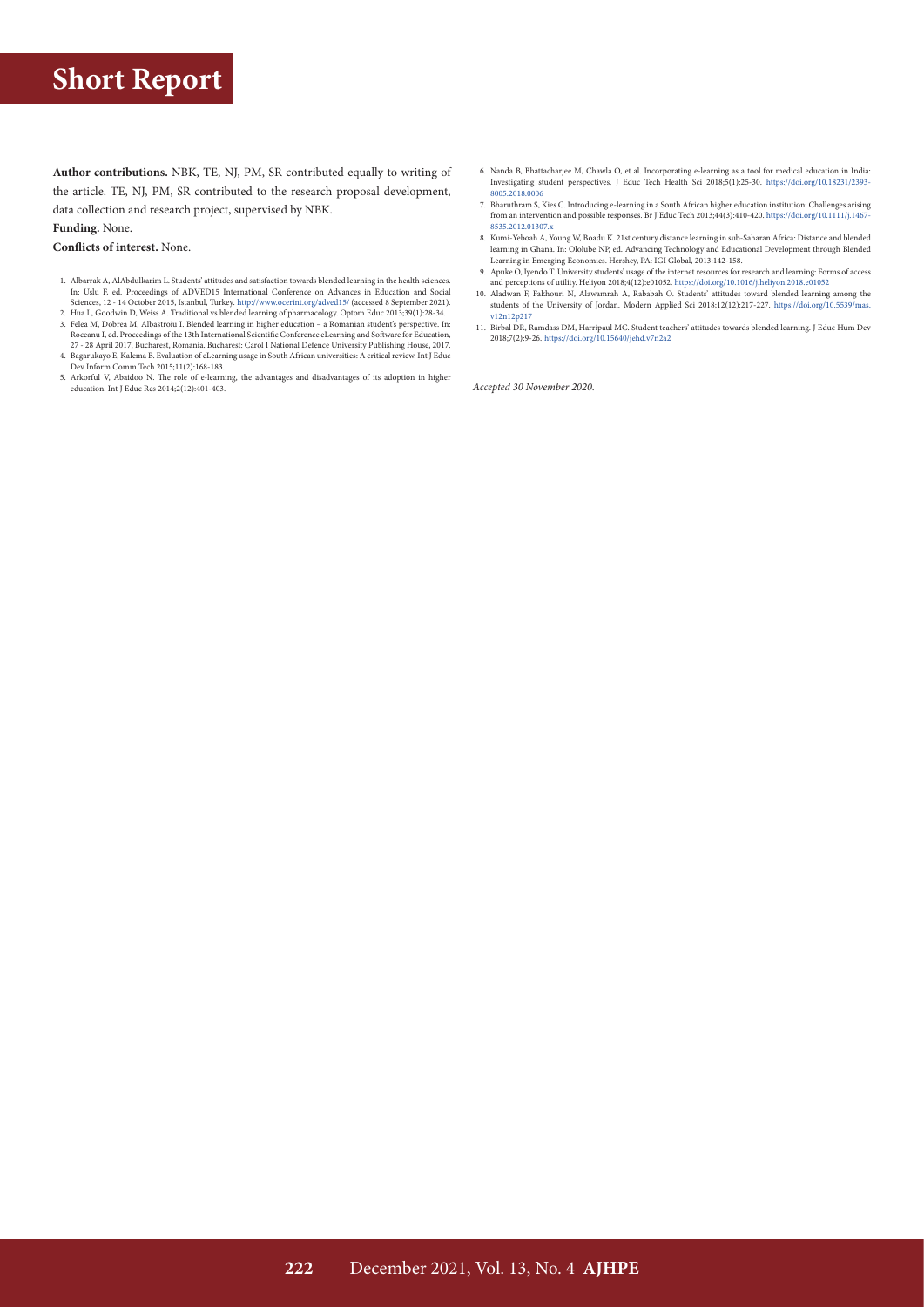**Author contributions.** NBK, TE, NJ, PM, SR contributed equally to writing of the article. TE, NJ, PM, SR contributed to the research proposal development, data collection and research project, supervised by NBK.

**Funding.** None.

**Conflicts of interest.** None.

1. Albarrak A, AlAbdulkarim L. Students' attitudes and satisfaction towards blended learning in the health sciences. In: Uslu F, ed. Proceedings of ADVED15 International Conference on Advances in Education and Social Sciences, 12 - 14 October 2015, Istanbul, Turkey. http://www.ocerint.org/adved15/ (accessed 8 September 2021).
2. Hua L, Goodwin D, Weiss A. Traditional vs blended learning of pharmacology. Optom Educ 2013;39(1):28-34.
3. Felea M, Dobrea M, Albastroiu I. Blended learning in higher education – a Romanian student's perspective. In: Roceanu I, ed. Proceedings of the 13th International Scientific Conference eLearning and Software for Education, 27 - 28 April 2017, Bucharest, Romania. Bucharest: Carol I National Defence University Publishing House, 2017.
4. Bagarukayo E, Kalema B. Evaluation of eLearning usage in South African universities: A critical review. Int J Educ Dev Inform Comm Tech 2015;11(2):168-183.
5. Arkorful V, Abaidoo N. The role of e-learning, the advantages and disadvantages of its adoption in higher education. Int J Educ Res 2014;2(12):401-403.
6. Nanda B, Bhattacharjee M, Chawla O, et al. Incorporating e-learning as a tool for medical education in India: Investigating student perspectives. J Educ Tech Health Sci 2018;5(1):25-30. https://doi.org/10.18231/2393-8005.2018.0006
7. Bharuthram S, Kies C. Introducing e-learning in a South African higher education institution: Challenges arising from an intervention and possible responses. Br J Educ Tech 2013;44(3):410-420. https://doi.org/10.1111/j.1467-8535.2012.01307.x
8. Kumi-Yeboah A, Young W, Boadu K. 21st century distance learning in sub-Saharan Africa: Distance and blended learning in Ghana. In: Ololube NP, ed. Advancing Technology and Educational Development through Blended Learning in Emerging Economies. Hershey, PA: IGI Global, 2013:142-158.
9. Apuke O, Iyendo T. University students' usage of the internet resources for research and learning: Forms of access and perceptions of utility. Heliyon 2018;4(12):e01052. https://doi.org/10.1016/j.heliyon.2018.e01052
10. Aladwan F, Fakhouri N, Alawamrah A, Rababah O. Students' attitudes toward blended learning among the students of the University of Jordan. Modern Applied Sci 2018;12(12):217-227. https://doi.org/10.5539/mas.v12n12p217
11. Birbal DR, Ramdass DM, Harripaul MC. Student teachers' attitudes towards blended learning. J Educ Hum Dev 2018;7(2):9-26. https://doi.org/10.15640/jehd.v7n2a2

*Accepted 30 November 2020.*